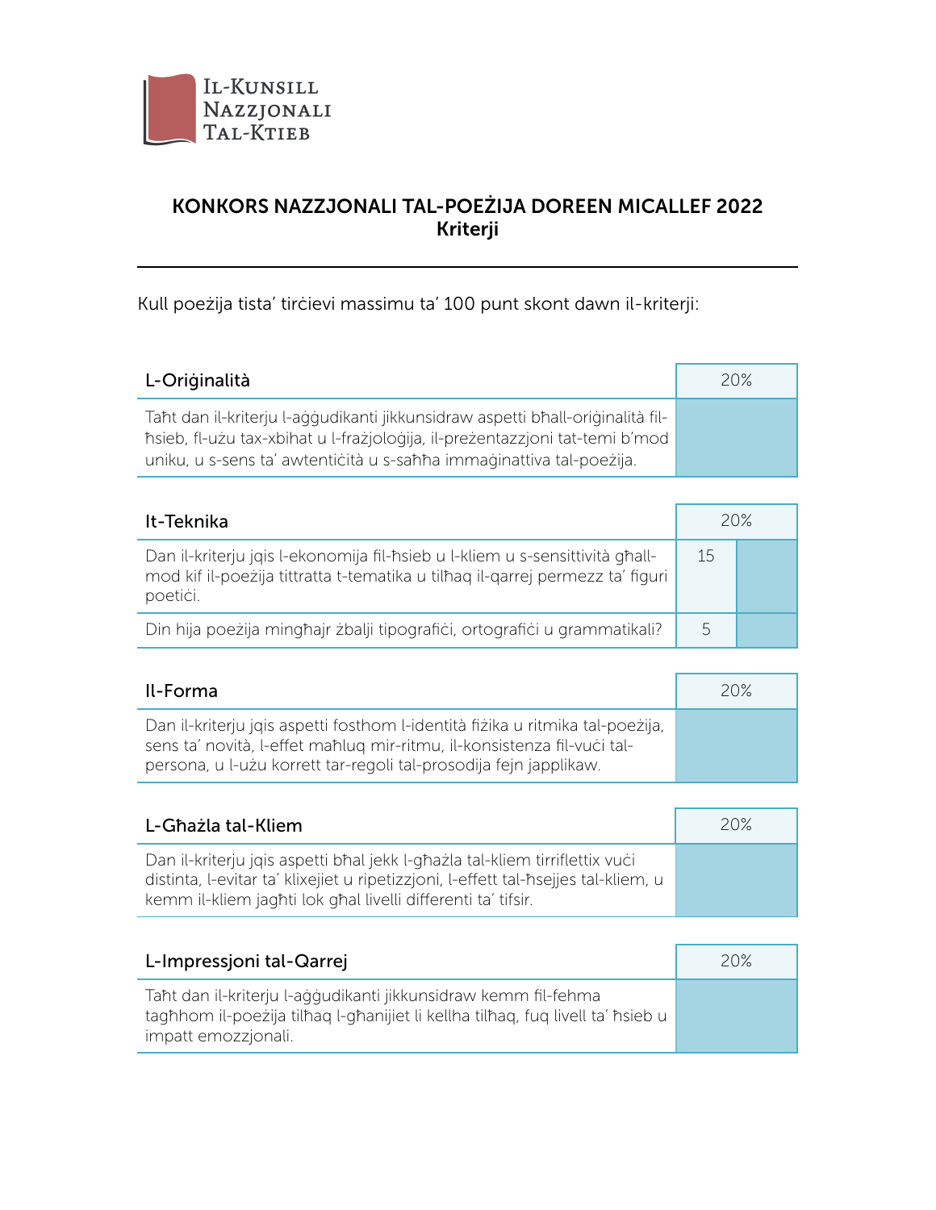Il-Kunsill Nazzjonali tal-Ktieb

# KONKORS NAZZJONALI TAL-POEŻIJA DOREEN MICALLEF 2022
## Kriterji

Kull poeżija tista' tirċievi massimu ta' 100 punt skont dawn il-kriterji:

| L-Oriġinalità | 20% |
| --- | --- |
| Taħt dan il-kriterju l-aġġudikanti jikkunsidraw aspetti bħall-oriġinalità fil-ħsieb, fl-użu tax-xbihat u l-frażjoloġija, il-preżentazzjoni tat-temi b'mod uniku, u s-sens ta' awtentiċità u s-saħħa immaġinattiva tal-poeżija. | |

| It-Teknika | 20% | |
| --- | --- | --- |
| Dan il-kriterju jqis l-ekonomija fil-ħsieb u l-kliem u s-sensittività għall-mod kif il-poeżija tittratta t-tematika u tilħaq il-qarrej permezz ta' figuri poetiċi. | 15 | |
| Din hija poeżija mingħajr żbalji tipografiċi, ortografiċi u grammatikali? | 5 | |

| Il-Forma | 20% |
| --- | --- |
| Dan il-kriterju jqis aspetti fosthom l-identità fiżika u ritmika tal-poeżija, sens ta' novità, l-effet maħluq mir-ritmu, il-konsistenza fil-vuċi tal-persona, u l-użu korrett tar-regoli tal-prosodija fejn japplikaw. | |

| L-Għażla tal-Kliem | 20% |
| --- | --- |
| Dan il-kriterju jqis aspetti bħal jekk l-għażla tal-kliem tirriflettix vuċi distinta, l-evitar ta' klixejiet u ripetizzjoni, l-effett tal-ħsejjes tal-kliem, u kemm il-kliem jagħti lok għal livelli differenti ta' tifsir. | |

| L-Impressjoni tal-Qarrej | 20% |
| --- | --- |
| Taħt dan il-kriterju l-aġġudikanti jikkunsidraw kemm fil-fehma tagħhom il-poeżija tilħaq l-għanijiet li kellha tilħaq, fuq livell ta' ħsieb u impatt emozzjonali. | |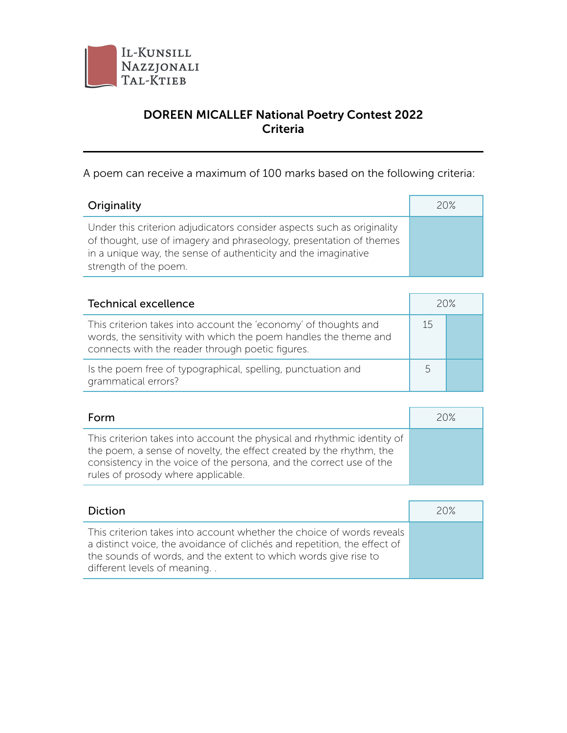Il-Kunsill Nazzjonali tal-Ktieb

## DOREEN MICALLEF National Poetry Contest 2022
## Criteria

A poem can receive a maximum of 100 marks based on the following criteria:

| Originality | 20% | |
| --- | --- | --- |
| Under this criterion adjudicators consider aspects such as originality of thought, use of imagery and phraseology, presentation of themes in a unique way, the sense of authenticity and the imaginative strength of the poem. | | |

| Technical excellence | 20% | |
| --- | --- | --- |
| This criterion takes into account the 'economy' of thoughts and words, the sensitivity with which the poem handles the theme and connects with the reader through poetic figures. | 15 | |
| Is the poem free of typographical, spelling, punctuation and grammatical errors? | 5 | |

| Form | 20% | |
| --- | --- | --- |
| This criterion takes into account the physical and rhythmic identity of the poem, a sense of novelty, the effect created by the rhythm, the consistency in the voice of the persona, and the correct use of the rules of prosody where applicable. | | |

| Diction | 20% | |
| --- | --- | --- |
| This criterion takes into account whether the choice of words reveals a distinct voice, the avoidance of clichés and repetition, the effect of the sounds of words, and the extent to which words give rise to different levels of meaning. . | | |